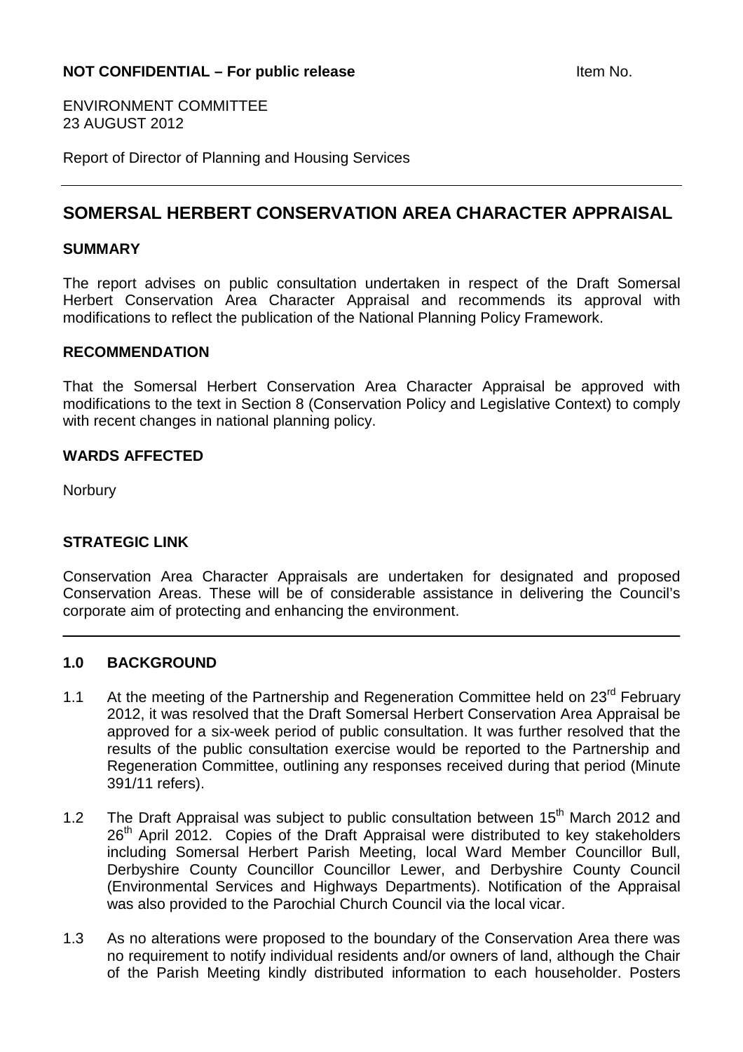**NOT CONFIDENTIAL – For public release** Item No.

ENVIRONMENT COMMITTEE
23 AUGUST 2012

Report of Director of Planning and Housing Services

---

## SOMERSAL HERBERT CONSERVATION AREA CHARACTER APPRAISAL

### SUMMARY

The report advises on public consultation undertaken in respect of the Draft Somersal Herbert Conservation Area Character Appraisal and recommends its approval with modifications to reflect the publication of the National Planning Policy Framework.

### RECOMMENDATION

That the Somersal Herbert Conservation Area Character Appraisal be approved with modifications to the text in Section 8 (Conservation Policy and Legislative Context) to comply with recent changes in national planning policy.

### WARDS AFFECTED

Norbury

### STRATEGIC LINK

Conservation Area Character Appraisals are undertaken for designated and proposed Conservation Areas. These will be of considerable assistance in delivering the Council's corporate aim of protecting and enhancing the environment.

---

### 1.0 BACKGROUND

1.1 At the meeting of the Partnership and Regeneration Committee held on 23rd February 2012, it was resolved that the Draft Somersal Herbert Conservation Area Appraisal be approved for a six-week period of public consultation. It was further resolved that the results of the public consultation exercise would be reported to the Partnership and Regeneration Committee, outlining any responses received during that period (Minute 391/11 refers).

1.2 The Draft Appraisal was subject to public consultation between 15th March 2012 and 26th April 2012. Copies of the Draft Appraisal were distributed to key stakeholders including Somersal Herbert Parish Meeting, local Ward Member Councillor Bull, Derbyshire County Councillor Councillor Lewer, and Derbyshire County Council (Environmental Services and Highways Departments). Notification of the Appraisal was also provided to the Parochial Church Council via the local vicar.

1.3 As no alterations were proposed to the boundary of the Conservation Area there was no requirement to notify individual residents and/or owners of land, although the Chair of the Parish Meeting kindly distributed information to each householder. Posters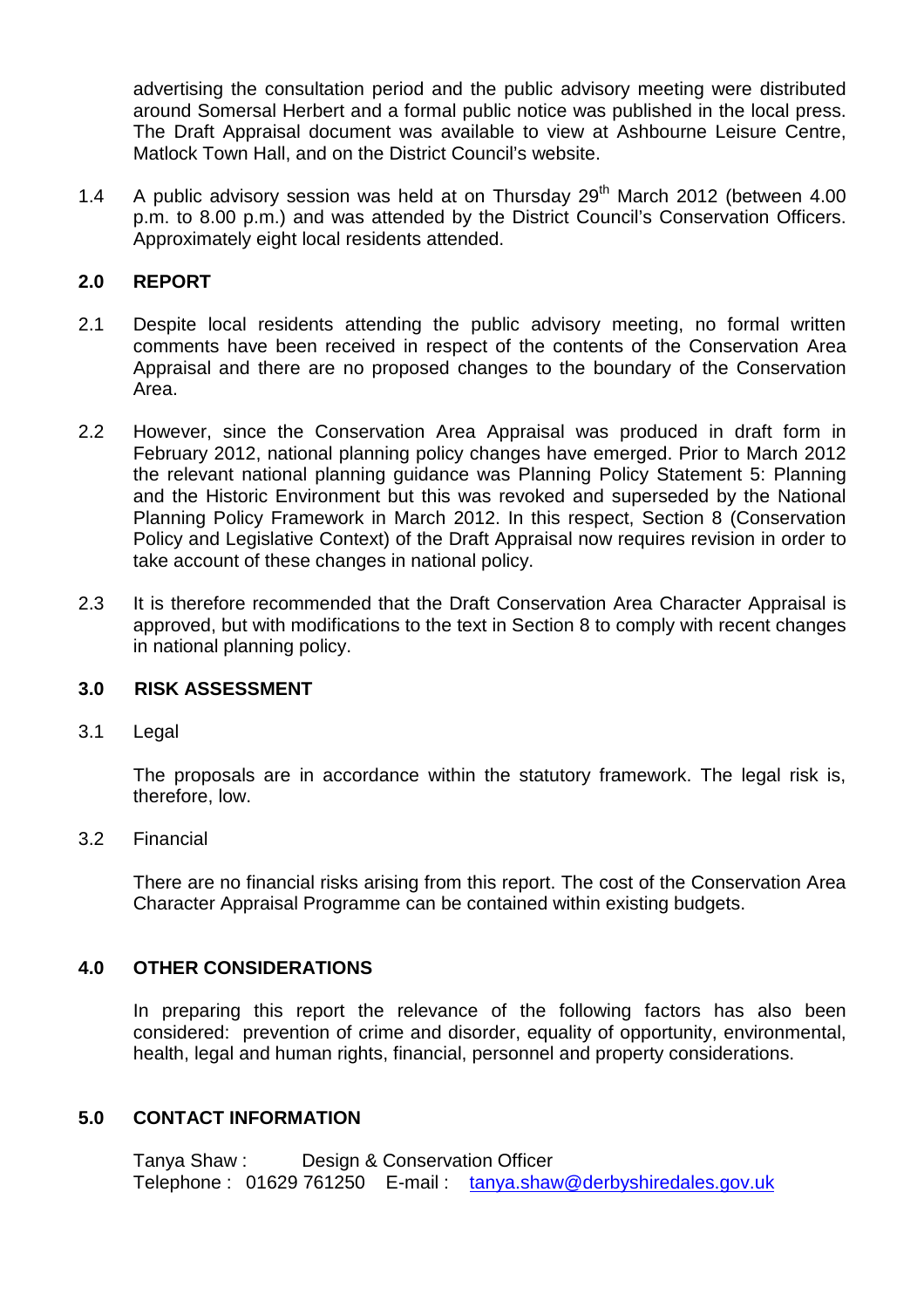advertising the consultation period and the public advisory meeting were distributed around Somersal Herbert and a formal public notice was published in the local press. The Draft Appraisal document was available to view at Ashbourne Leisure Centre, Matlock Town Hall, and on the District Council's website.

1.4 A public advisory session was held at on Thursday 29th March 2012 (between 4.00 p.m. to 8.00 p.m.) and was attended by the District Council's Conservation Officers. Approximately eight local residents attended.

## 2.0 REPORT

2.1 Despite local residents attending the public advisory meeting, no formal written comments have been received in respect of the contents of the Conservation Area Appraisal and there are no proposed changes to the boundary of the Conservation Area.

2.2 However, since the Conservation Area Appraisal was produced in draft form in February 2012, national planning policy changes have emerged. Prior to March 2012 the relevant national planning guidance was Planning Policy Statement 5: Planning and the Historic Environment but this was revoked and superseded by the National Planning Policy Framework in March 2012. In this respect, Section 8 (Conservation Policy and Legislative Context) of the Draft Appraisal now requires revision in order to take account of these changes in national policy.

2.3 It is therefore recommended that the Draft Conservation Area Character Appraisal is approved, but with modifications to the text in Section 8 to comply with recent changes in national planning policy.

## 3.0 RISK ASSESSMENT

3.1 Legal

The proposals are in accordance within the statutory framework. The legal risk is, therefore, low.

3.2 Financial

There are no financial risks arising from this report. The cost of the Conservation Area Character Appraisal Programme can be contained within existing budgets.

## 4.0 OTHER CONSIDERATIONS

In preparing this report the relevance of the following factors has also been considered: prevention of crime and disorder, equality of opportunity, environmental, health, legal and human rights, financial, personnel and property considerations.

## 5.0 CONTACT INFORMATION

Tanya Shaw : Design & Conservation Officer
Telephone : 01629 761250 E-mail : tanya.shaw@derbyshiredales.gov.uk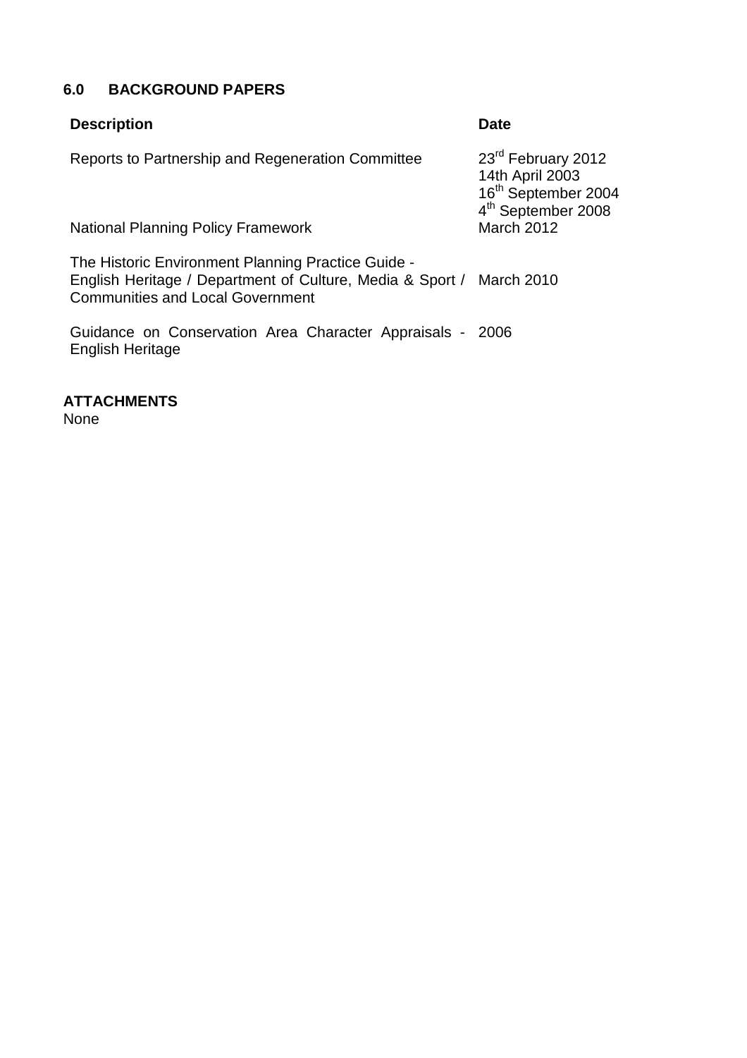## 6.0 BACKGROUND PAPERS

| Description | Date |
|---|---|
| Reports to Partnership and Regeneration Committee | 23rd February 2012<br>14th April 2003<br>16th September 2004<br>4th September 2008 |
| National Planning Policy Framework | March 2012 |
| The Historic Environment Planning Practice Guide - English Heritage / Department of Culture, Media & Sport / Communities and Local Government | March 2010 |
| Guidance on Conservation Area Character Appraisals - English Heritage | 2006 |

**ATTACHMENTS**

None